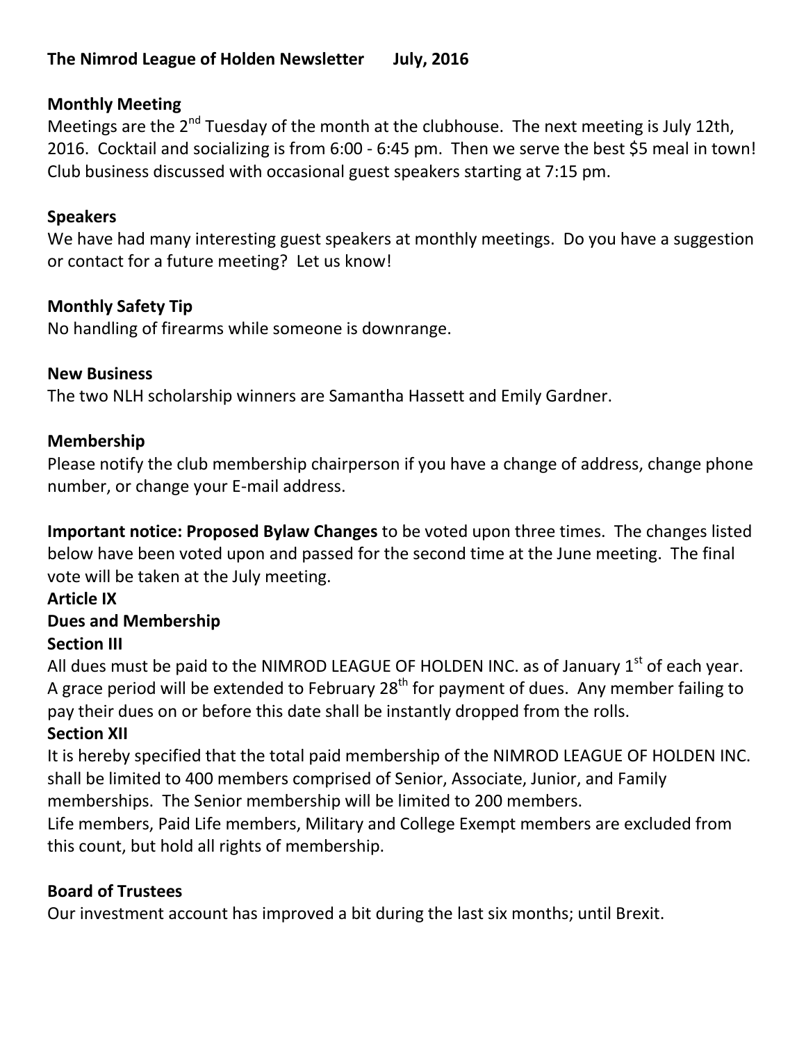# The Nimrod League of Holden Newsletter July, 2016

## Monthly Meeting

Meetings are the 2nd Tuesday of the month at the clubhouse. The next meeting is July 12th, 2016. Cocktail and socializing is from 6:00 - 6:45 pm. Then we serve the best $5 meal in town! Club business discussed with occasional guest speakers starting at 7:15 pm.

## Speakers

We have had many interesting guest speakers at monthly meetings. Do you have a suggestion or contact for a future meeting? Let us know!

## Monthly Safety Tip

No handling of firearms while someone is downrange.

## New Business

The two NLH scholarship winners are Samantha Hassett and Emily Gardner.

## Membership

Please notify the club membership chairperson if you have a change of address, change phone number, or change your E-mail address.

**Important notice: Proposed Bylaw Changes** to be voted upon three times. The changes listed below have been voted upon and passed for the second time at the June meeting. The final vote will be taken at the July meeting.

**Article IX**

**Dues and Membership**

**Section III**

All dues must be paid to the NIMROD LEAGUE OF HOLDEN INC. as of January 1st of each year. A grace period will be extended to February 28th for payment of dues. Any member failing to pay their dues on or before this date shall be instantly dropped from the rolls.

**Section XII**

It is hereby specified that the total paid membership of the NIMROD LEAGUE OF HOLDEN INC. shall be limited to 400 members comprised of Senior, Associate, Junior, and Family memberships. The Senior membership will be limited to 200 members.

Life members, Paid Life members, Military and College Exempt members are excluded from this count, but hold all rights of membership.

## Board of Trustees

Our investment account has improved a bit during the last six months; until Brexit.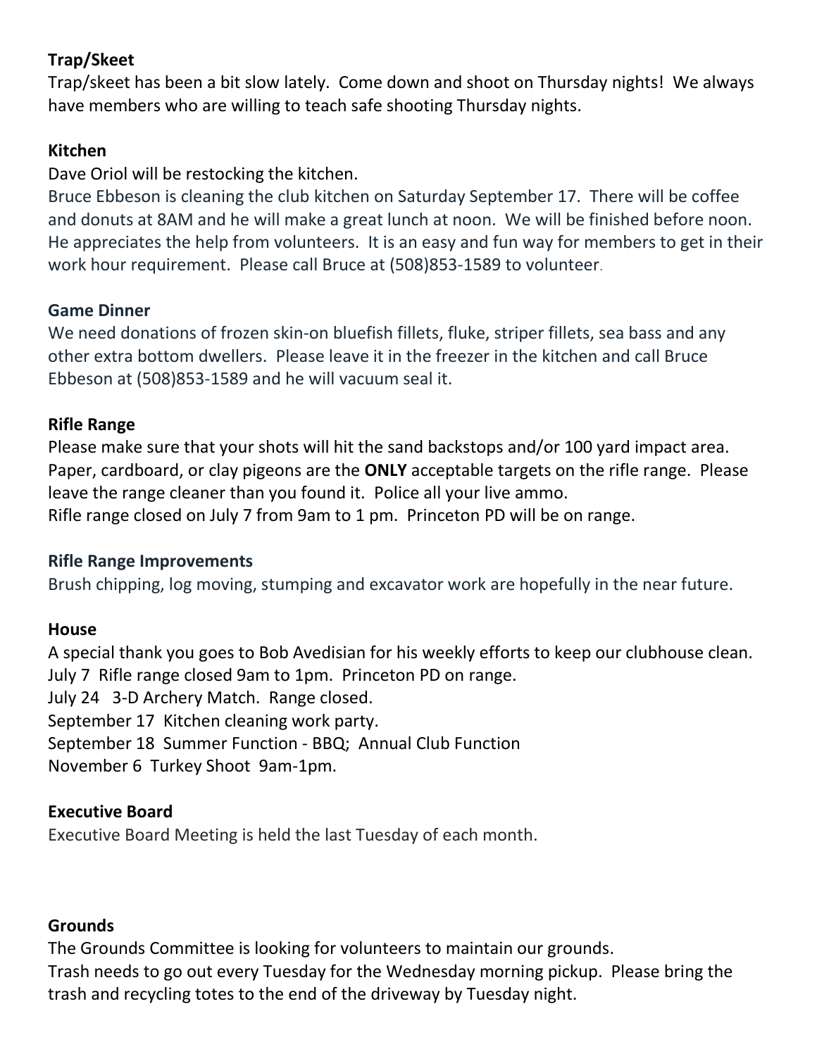**Trap/Skeet**

Trap/skeet has been a bit slow lately. Come down and shoot on Thursday nights! We always have members who are willing to teach safe shooting Thursday nights.

**Kitchen**

Dave Oriol will be restocking the kitchen.

Bruce Ebbeson is cleaning the club kitchen on Saturday September 17. There will be coffee and donuts at 8AM and he will make a great lunch at noon. We will be finished before noon. He appreciates the help from volunteers. It is an easy and fun way for members to get in their work hour requirement. Please call Bruce at (508)853-1589 to volunteer.

**Game Dinner**

We need donations of frozen skin-on bluefish fillets, fluke, striper fillets, sea bass and any other extra bottom dwellers. Please leave it in the freezer in the kitchen and call Bruce Ebbeson at (508)853-1589 and he will vacuum seal it.

**Rifle Range**

Please make sure that your shots will hit the sand backstops and/or 100 yard impact area. Paper, cardboard, or clay pigeons are the **ONLY** acceptable targets on the rifle range. Please leave the range cleaner than you found it. Police all your live ammo.

Rifle range closed on July 7 from 9am to 1 pm. Princeton PD will be on range.

**Rifle Range Improvements**

Brush chipping, log moving, stumping and excavator work are hopefully in the near future.

**House**

A special thank you goes to Bob Avedisian for his weekly efforts to keep our clubhouse clean.

July 7 Rifle range closed 9am to 1pm. Princeton PD on range.

July 24 3-D Archery Match. Range closed.

September 17 Kitchen cleaning work party.

September 18 Summer Function - BBQ; Annual Club Function

November 6 Turkey Shoot 9am-1pm.

**Executive Board**

Executive Board Meeting is held the last Tuesday of each month.

**Grounds**

The Grounds Committee is looking for volunteers to maintain our grounds.

Trash needs to go out every Tuesday for the Wednesday morning pickup. Please bring the trash and recycling totes to the end of the driveway by Tuesday night.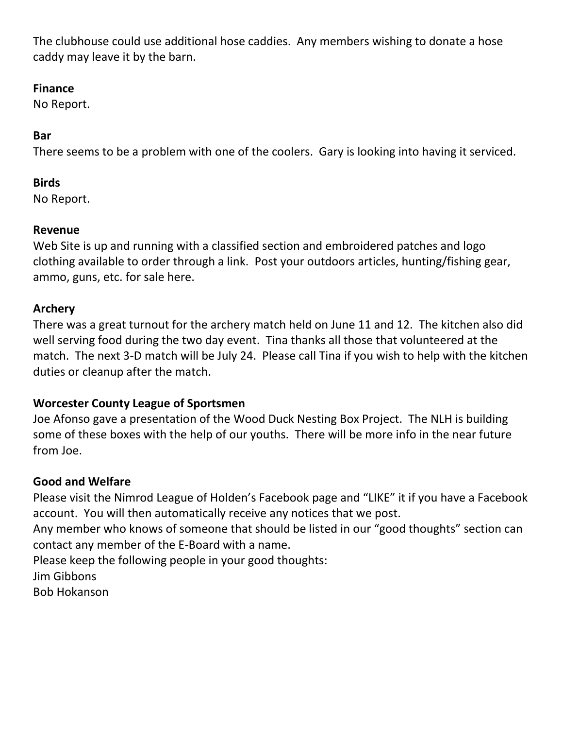The clubhouse could use additional hose caddies.  Any members wishing to donate a hose caddy may leave it by the barn.

**Finance**
No Report.

**Bar**
There seems to be a problem with one of the coolers.  Gary is looking into having it serviced.

**Birds**
No Report.

**Revenue**
Web Site is up and running with a classified section and embroidered patches and logo clothing available to order through a link.  Post your outdoors articles, hunting/fishing gear, ammo, guns, etc. for sale here.

**Archery**
There was a great turnout for the archery match held on June 11 and 12.  The kitchen also did well serving food during the two day event.  Tina thanks all those that volunteered at the match.  The next 3-D match will be July 24.  Please call Tina if you wish to help with the kitchen duties or cleanup after the match.

**Worcester County League of Sportsmen**
Joe Afonso gave a presentation of the Wood Duck Nesting Box Project.  The NLH is building some of these boxes with the help of our youths.  There will be more info in the near future from Joe.

**Good and Welfare**
Please visit the Nimrod League of Holden's Facebook page and "LIKE" it if you have a Facebook account.  You will then automatically receive any notices that we post.
Any member who knows of someone that should be listed in our "good thoughts" section can contact any member of the E-Board with a name.
Please keep the following people in your good thoughts:
Jim Gibbons
Bob Hokanson